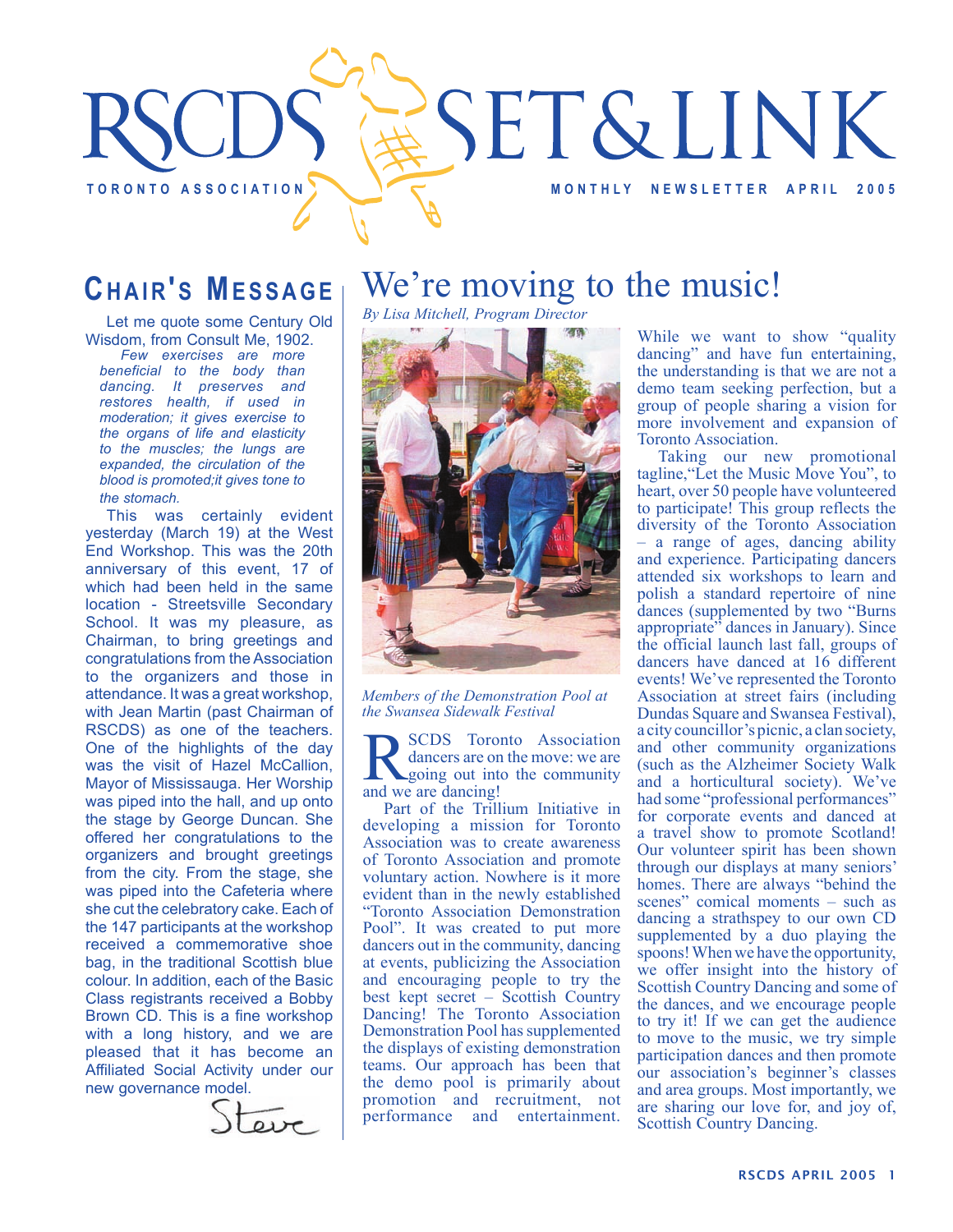# RSCDS SET & LINK

**TORONTO ASSOCIATION** — **MONTHLY NEWSLETTER APRIL 2005**

## CHAIR'S MESSAGE

Let me quote some Century Old Wisdom, from Consult Me, 1902.

*Few exercises are more beneficial to the body than dancing. It preserves and restores health, if used in moderation; it gives exercise to the organs of life and elasticity to the muscles; the lungs are expanded, the circulation of the blood is promoted;it gives tone to the stomach.*

This was certainly evident yesterday (March 19) at the West End Workshop. This was the 20th anniversary of this event, 17 of which had been held in the same location - Streetsville Secondary School. It was my pleasure, as Chairman, to bring greetings and congratulations from the Association to the organizers and those in attendance. It was a great workshop, with Jean Martin (past Chairman of RSCDS) as one of the teachers. One of the highlights of the day was the visit of Hazel McCallion, Mayor of Mississauga. Her Worship was piped into the hall, and up onto the stage by George Duncan. She offered her congratulations to the organizers and brought greetings from the city. From the stage, she was piped into the Cafeteria where she cut the celebratory cake. Each of the 147 participants at the workshop received a commemorative shoe bag, in the traditional Scottish blue colour. In addition, each of the Basic Class registrants received a Bobby Brown CD. This is a fine workshop with a long history, and we are pleased that it has become an Affiliated Social Activity under our new governance model.

Steve

# We're moving to the music!

*By Lisa Mitchell, Program Director*

*Members of the Demonstration Pool at the Swansea Sidewalk Festival*

RSCDS Toronto Association dancers are on the move: we are going out into the community and we are dancing!

Part of the Trillium Initiative in developing a mission for Toronto Association was to create awareness of Toronto Association and promote voluntary action. Nowhere is it more evident than in the newly established "Toronto Association Demonstration Pool". It was created to put more dancers out in the community, dancing at events, publicizing the Association and encouraging people to try the best kept secret – Scottish Country Dancing! The Toronto Association Demonstration Pool has supplemented the displays of existing demonstration teams. Our approach has been that the demo pool is primarily about promotion and recruitment, not performance and entertainment. While we want to show "quality dancing" and have fun entertaining, the understanding is that we are not a demo team seeking perfection, but a group of people sharing a vision for more involvement and expansion of Toronto Association.

Taking our new promotional tagline,"Let the Music Move You", to heart, over 50 people have volunteered to participate! This group reflects the diversity of the Toronto Association – a range of ages, dancing ability and experience. Participating dancers attended six workshops to learn and polish a standard repertoire of nine dances (supplemented by two "Burns appropriate" dances in January). Since the official launch last fall, groups of dancers have danced at 16 different events! We've represented the Toronto Association at street fairs (including Dundas Square and Swansea Festival), a city councillor's picnic, a clan society, and other community organizations (such as the Alzheimer Society Walk and a horticultural society). We've had some "professional performances" for corporate events and danced at a travel show to promote Scotland! Our volunteer spirit has been shown through our displays at many seniors' homes. There are always "behind the scenes" comical moments – such as dancing a strathspey to our own CD supplemented by a duo playing the spoons! When we have the opportunity, we offer insight into the history of Scottish Country Dancing and some of the dances, and we encourage people to try it! If we can get the audience to move to the music, we try simple participation dances and then promote our association's beginner's classes and area groups. Most importantly, we are sharing our love for, and joy of, Scottish Country Dancing.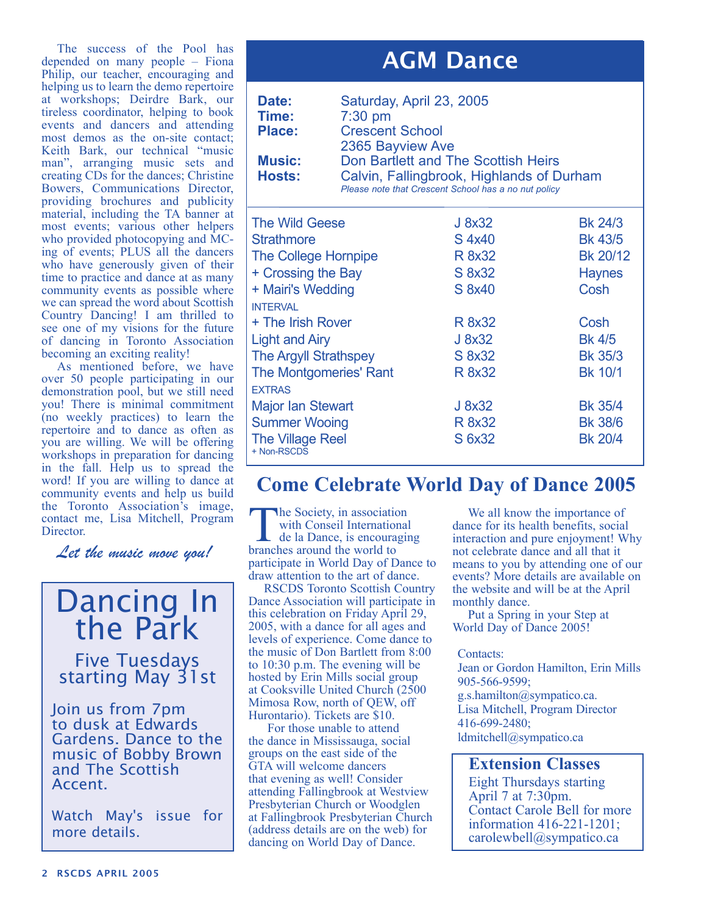The success of the Pool has depended on many people – Fiona Philip, our teacher, encouraging and helping us to learn the demo repertoire at workshops; Deirdre Bark, our tireless coordinator, helping to book events and dancers and attending most demos as the on-site contact; Keith Bark, our technical "music man", arranging music sets and creating CDs for the dances; Christine Bowers, Communications Director, providing brochures and publicity material, including the TA banner at most events; various other helpers who provided photocopying and MC-ing of events; PLUS all the dancers who have generously given of their time to practice and dance at as many community events as possible where we can spread the word about Scottish Country Dancing! I am thrilled to see one of my visions for the future of dancing in Toronto Association becoming an exciting reality!

As mentioned before, we have over 50 people participating in our demonstration pool, but we still need you! There is minimal commitment (no weekly practices) to learn the repertoire and to dance as often as you are willing. We will be offering workshops in preparation for dancing in the fall. Help us to spread the word! If you are willing to dance at community events and help us build the Toronto Association's image, contact me, Lisa Mitchell, Program Director.

*Let the music move you!*

# Dancing In the Park

## Five Tuesdays starting May 31st

Join us from 7pm to dusk at Edwards Gardens. Dance to the music of Bobby Brown and The Scottish Accent.

Watch May's issue for more details.

# AGM Dance

**Date:** Saturday, April 23, 2005
**Time:** 7:30 pm
**Place:** Crescent School
2365 Bayview Ave
**Music:** Don Bartlett and The Scottish Heirs
**Hosts:** Calvin, Fallingbrook, Highlands of Durham

*Please note that Crescent School has a no nut policy*

| Dance | Type | Source |
|---|---|---|
| The Wild Geese | J 8x32 | Bk 24/3 |
| Strathmore | S 4x40 | Bk 43/5 |
| The College Hornpipe | R 8x32 | Bk 20/12 |
| + Crossing the Bay | S 8x32 | Haynes |
| + Mairi's Wedding | S 8x40 | Cosh |
| INTERVAL | | |
| + The Irish Rover | R 8x32 | Cosh |
| Light and Airy | J 8x32 | Bk 4/5 |
| The Argyll Strathspey | S 8x32 | Bk 35/3 |
| The Montgomeries' Rant | R 8x32 | Bk 10/1 |
| EXTRAS | | |
| Major Ian Stewart | J 8x32 | Bk 35/4 |
| Summer Wooing | R 8x32 | Bk 38/6 |
| The Village Reel | S 6x32 | Bk 20/4 |

+ Non-RSCDS

# Come Celebrate World Day of Dance 2005

The Society, in association with Conseil International de la Dance, is encouraging branches around the world to participate in World Day of Dance to draw attention to the art of dance.

RSCDS Toronto Scottish Country Dance Association will participate in this celebration on Friday April 29, 2005, with a dance for all ages and levels of experience. Come dance to the music of Don Bartlett from 8:00 to 10:30 p.m. The evening will be hosted by Erin Mills social group at Cooksville United Church (2500 Mimosa Row, north of QEW, off Hurontario). Tickets are $10.

For those unable to attend the dance in Mississauga, social groups on the east side of the GTA will welcome dancers that evening as well! Consider attending Fallingbrook at Westview Presbyterian Church or Woodglen at Fallingbrook Presbyterian Church (address details are on the web) for dancing on World Day of Dance.

We all know the importance of dance for its health benefits, social interaction and pure enjoyment! Why not celebrate dance and all that it means to you by attending one of our events? More details are available on the website and will be at the April monthly dance.

Put a Spring in your Step at World Day of Dance 2005!

Contacts:
Jean or Gordon Hamilton, Erin Mills
905-566-9599;
g.s.hamilton@sympatico.ca.
Lisa Mitchell, Program Director
416-699-2480;
ldmitchell@sympatico.ca

## Extension Classes

Eight Thursdays starting April 7 at 7:30pm. Contact Carole Bell for more information 416-221-1201; carolewbell@sympatico.ca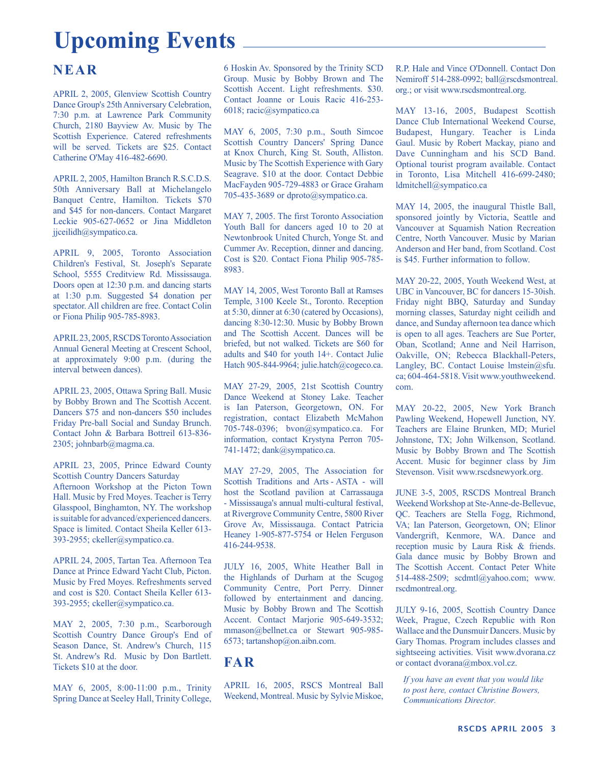# Upcoming Events

## NEAR

APRIL 2, 2005, Glenview Scottish Country Dance Group's 25th Anniversary Celebration, 7:30 p.m. at Lawrence Park Community Church, 2180 Bayview Av. Music by The Scottish Experience. Catered refreshments will be served. Tickets are $25. Contact Catherine O'May 416-482-6690.

APRIL 2, 2005, Hamilton Branch R.S.C.D.S. 50th Anniversary Ball at Michelangelo Banquet Centre, Hamilton. Tickets $70 and $45 for non-dancers. Contact Margaret Leckie 905-627-0652 or Jina Middleton jjceilidh@sympatico.ca.

APRIL 9, 2005, Toronto Association Children's Festival, St. Joseph's Separate School, 5555 Creditview Rd. Mississauga. Doors open at 12:30 p.m. and dancing starts at 1:30 p.m. Suggested $4 donation per spectator. All children are free. Contact Colin or Fiona Philip 905-785-8983.

APRIL 23, 2005, RSCDS Toronto Association Annual General Meeting at Crescent School, at approximately 9:00 p.m. (during the interval between dances).

APRIL 23, 2005, Ottawa Spring Ball. Music by Bobby Brown and The Scottish Accent. Dancers $75 and non-dancers $50 includes Friday Pre-ball Social and Sunday Brunch. Contact John & Barbara Bottreil 613-836-2305; johnbarb@magma.ca.

APRIL 23, 2005, Prince Edward County Scottish Country Dancers Saturday Afternoon Workshop at the Picton Town Hall. Music by Fred Moyes. Teacher is Terry Glasspool, Binghamton, NY. The workshop is suitable for advanced/experienced dancers. Space is limited. Contact Sheila Keller 613-393-2955; ckeller@sympatico.ca.

APRIL 24, 2005, Tartan Tea. Afternoon Tea Dance at Prince Edward Yacht Club, Picton. Music by Fred Moyes. Refreshments served and cost is $20. Contact Sheila Keller 613-393-2955; ckeller@sympatico.ca.

MAY 2, 2005, 7:30 p.m., Scarborough Scottish Country Dance Group's End of Season Dance, St. Andrew's Church, 115 St. Andrew's Rd. Music by Don Bartlett. Tickets $10 at the door.

MAY 6, 2005, 8:00-11:00 p.m., Trinity Spring Dance at Seeley Hall, Trinity College, 6 Hoskin Av. Sponsored by the Trinity SCD Group. Music by Bobby Brown and The Scottish Accent. Light refreshments. $30. Contact Joanne or Louis Racic 416-253-6018; racic@sympatico.ca

MAY 6, 2005, 7:30 p.m., South Simcoe Scottish Country Dancers' Spring Dance at Knox Church, King St. South, Alliston. Music by The Scottish Experience with Gary Seagrave. $10 at the door. Contact Debbie MacFayden 905-729-4883 or Grace Graham 705-435-3689 or dproto@sympatico.ca.

MAY 7, 2005. The first Toronto Association Youth Ball for dancers aged 10 to 20 at Newtonbrook United Church, Yonge St. and Cummer Av. Reception, dinner and dancing. Cost is $20. Contact Fiona Philip 905-785-8983.

MAY 14, 2005, West Toronto Ball at Ramses Temple, 3100 Keele St., Toronto. Reception at 5:30, dinner at 6:30 (catered by Occasions), dancing 8:30-12:30. Music by Bobby Brown and The Scottish Accent. Dances will be briefed, but not walked. Tickets are $60 for adults and $40 for youth 14+. Contact Julie Hatch 905-844-9964; julie.hatch@cogeco.ca.

MAY 27-29, 2005, 21st Scottish Country Dance Weekend at Stoney Lake. Teacher is Ian Paterson, Georgetown, ON. For registration, contact Elizabeth McMahon 705-748-0396; bvon@sympatico.ca. For information, contact Krystyna Perron 705-741-1472; dank@sympatico.ca.

MAY 27-29, 2005, The Association for Scottish Traditions and Arts - ASTA - will host the Scotland pavilion at Carrassauga - Mississauga's annual multi-cultural festival, at Rivergrove Community Centre, 5800 River Grove Av, Mississauga. Contact Patricia Heaney 1-905-877-5754 or Helen Ferguson 416-244-9538.

JULY 16, 2005, White Heather Ball in the Highlands of Durham at the Scugog Community Centre, Port Perry. Dinner followed by entertainment and dancing. Music by Bobby Brown and The Scottish Accent. Contact Marjorie 905-649-3532; mmason@bellnet.ca or Stewart 905-985-6573; tartanshop@on.aibn.com.

## FAR

APRIL 16, 2005, RSCS Montreal Ball Weekend, Montreal. Music by Sylvie Miskoe, R.P. Hale and Vince O'Donnell. Contact Don Nemiroff 514-288-0992; ball@rscdsmontreal.org.; or visit www.rscdsmontreal.org.

MAY 13-16, 2005, Budapest Scottish Dance Club International Weekend Course, Budapest, Hungary. Teacher is Linda Gaul. Music by Robert Mackay, piano and Dave Cunningham and his SCD Band. Optional tourist program available. Contact in Toronto, Lisa Mitchell 416-699-2480; ldmitchell@sympatico.ca

MAY 14, 2005, the inaugural Thistle Ball, sponsored jointly by Victoria, Seattle and Vancouver at Squamish Nation Recreation Centre, North Vancouver. Music by Marian Anderson and Her band, from Scotland. Cost is $45. Further information to follow.

MAY 20-22, 2005, Youth Weekend West, at UBC in Vancouver, BC for dancers 15-30ish. Friday night BBQ, Saturday and Sunday morning classes, Saturday night ceilidh and dance, and Sunday afternoon tea dance which is open to all ages. Teachers are Sue Porter, Oban, Scotland; Anne and Neil Harrison, Oakville, ON; Rebecca Blackhall-Peters, Langley, BC. Contact Louise lmstein@sfu.ca; 604-464-5818. Visit www.youthweekend.com.

MAY 20-22, 2005, New York Branch Pawling Weekend, Hopewell Junction, NY. Teachers are Elaine Brunken, MD; Muriel Johnstone, TX; John Wilkenson, Scotland. Music by Bobby Brown and The Scottish Accent. Music for beginner class by Jim Stevenson. Visit www.rscdsnewyork.org.

JUNE 3-5, 2005, RSCDS Montreal Branch Weekend Workshop at Ste-Anne-de-Bellevue, QC. Teachers are Stella Fogg, Richmond, VA; Ian Paterson, Georgetown, ON; Elinor Vandergrift, Kenmore, WA. Dance and reception music by Laura Risk & friends. Gala dance music by Bobby Brown and The Scottish Accent. Contact Peter White 514-488-2509; scdmtl@yahoo.com; www.rscdmontreal.org.

JULY 9-16, 2005, Scottish Country Dance Week, Prague, Czech Republic with Ron Wallace and the Dunsmuir Dancers. Music by Gary Thomas. Program includes classes and sightseeing activities. Visit www.dvorana.cz or contact dvorana@mbox.vol.cz.

*If you have an event that you would like to post here, contact Christine Bowers, Communications Director.*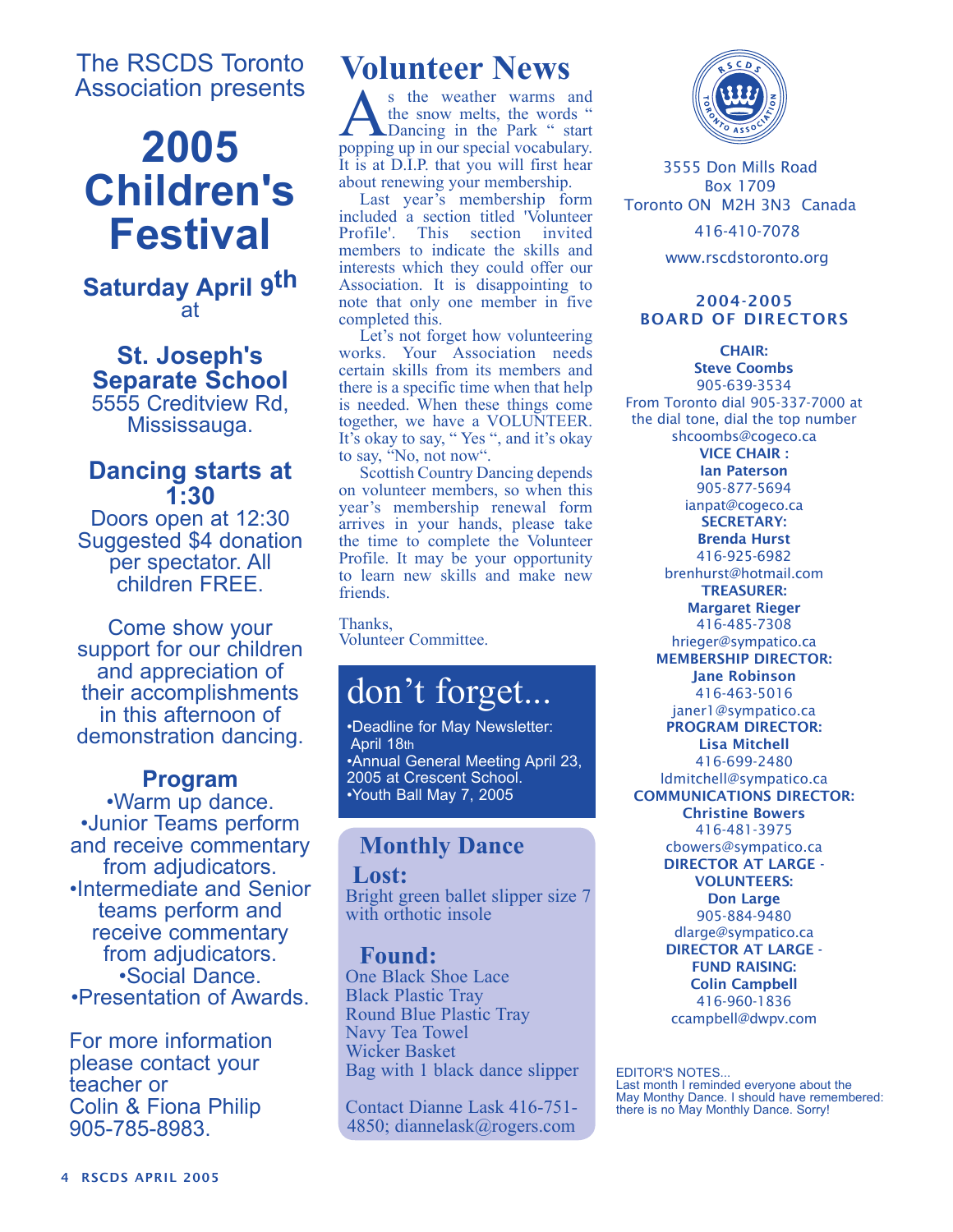The RSCDS Toronto Association presents

# 2005 Children's Festival

## Saturday April 9th at

### St. Joseph's Separate School

5555 Creditview Rd, Mississauga.

### Dancing starts at 1:30

Doors open at 12:30 Suggested $4 donation per spectator. All children FREE.

Come show your support for our children and appreciation of their accomplishments in this afternoon of demonstration dancing.

### Program

- Warm up dance.
- Junior Teams perform and receive commentary from adjudicators.
- Intermediate and Senior teams perform and receive commentary from adjudicators.
- Social Dance.
- Presentation of Awards.

For more information please contact your teacher or Colin & Fiona Philip 905-785-8983.

# Volunteer News

As the weather warms and the snow melts, the words " Dancing in the Park " start popping up in our special vocabulary. It is at D.I.P. that you will first hear about renewing your membership.

Last year's membership form included a section titled 'Volunteer Profile'. This section invited members to indicate the skills and interests which they could offer our Association. It is disappointing to note that only one member in five completed this.

Let's not forget how volunteering works. Your Association needs certain skills from its members and there is a specific time when that help is needed. When these things come together, we have a VOLUNTEER. It's okay to say, " Yes ", and it's okay to say, "No, not now".

Scottish Country Dancing depends on volunteer members, so when this year's membership renewal form arrives in your hands, please take the time to complete the Volunteer Profile. It may be your opportunity to learn new skills and make new friends.

Thanks,
Volunteer Committee.

## don't forget...

- Deadline for May Newsletter: April 18th
- Annual General Meeting April 23, 2005 at Crescent School.
- Youth Ball May 7, 2005

## Monthly Dance

### Lost:

Bright green ballet slipper size 7 with orthotic insole

### Found:

One Black Shoe Lace
Black Plastic Tray
Round Blue Plastic Tray
Navy Tea Towel
Wicker Basket
Bag with 1 black dance slipper

Contact Dianne Lask 416-751-4850; diannelask@rogers.com

RSCDS TORONTO ASSOCIATION

3555 Don Mills Road
Box 1709
Toronto ON M2H 3N3 Canada
416-410-7078
www.rscdstoronto.org

### 2004-2005 BOARD OF DIRECTORS

**CHAIR:**
**Steve Coombs**
905-639-3534
From Toronto dial 905-337-7000 at the dial tone, dial the top number
shcoombs@cogeco.ca

**VICE CHAIR :**
**Ian Paterson**
905-877-5694
ianpat@cogeco.ca

**SECRETARY:**
**Brenda Hurst**
416-925-6982
brenhurst@hotmail.com

**TREASURER:**
**Margaret Rieger**
416-485-7308
hrieger@sympatico.ca

**MEMBERSHIP DIRECTOR:**
**Jane Robinson**
416-463-5016
janer1@sympatico.ca

**PROGRAM DIRECTOR:**
**Lisa Mitchell**
416-699-2480
ldmitchell@sympatico.ca

**COMMUNICATIONS DIRECTOR:**
**Christine Bowers**
416-481-3975
cbowers@sympatico.ca

**DIRECTOR AT LARGE - VOLUNTEERS:**
**Don Large**
905-884-9480
dlarge@sympatico.ca

**DIRECTOR AT LARGE - FUND RAISING:**
**Colin Campbell**
416-960-1836
ccampbell@dwpv.com

EDITOR'S NOTES...
Last month I reminded everyone about the May Monthy Dance. I should have remembered: there is no May Monthly Dance. Sorry!